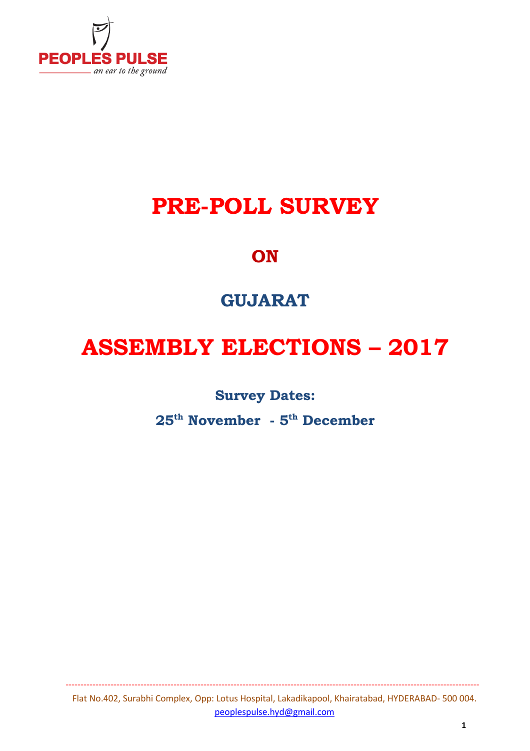PEOPLES PULSE

*an ear to the ground*

# PRE-POLL SURVEY

## ON

## GUJARAT

# ASSEMBLY ELECTIONS – 2017

**Survey Dates:**

**25th November - 5th December**

Flat No.402, Surabhi Complex, Opp: Lotus Hospital, Lakadikapool, Khairatabad, HYDERABAD- 500 004.
peoplespulse.hyd@gmail.com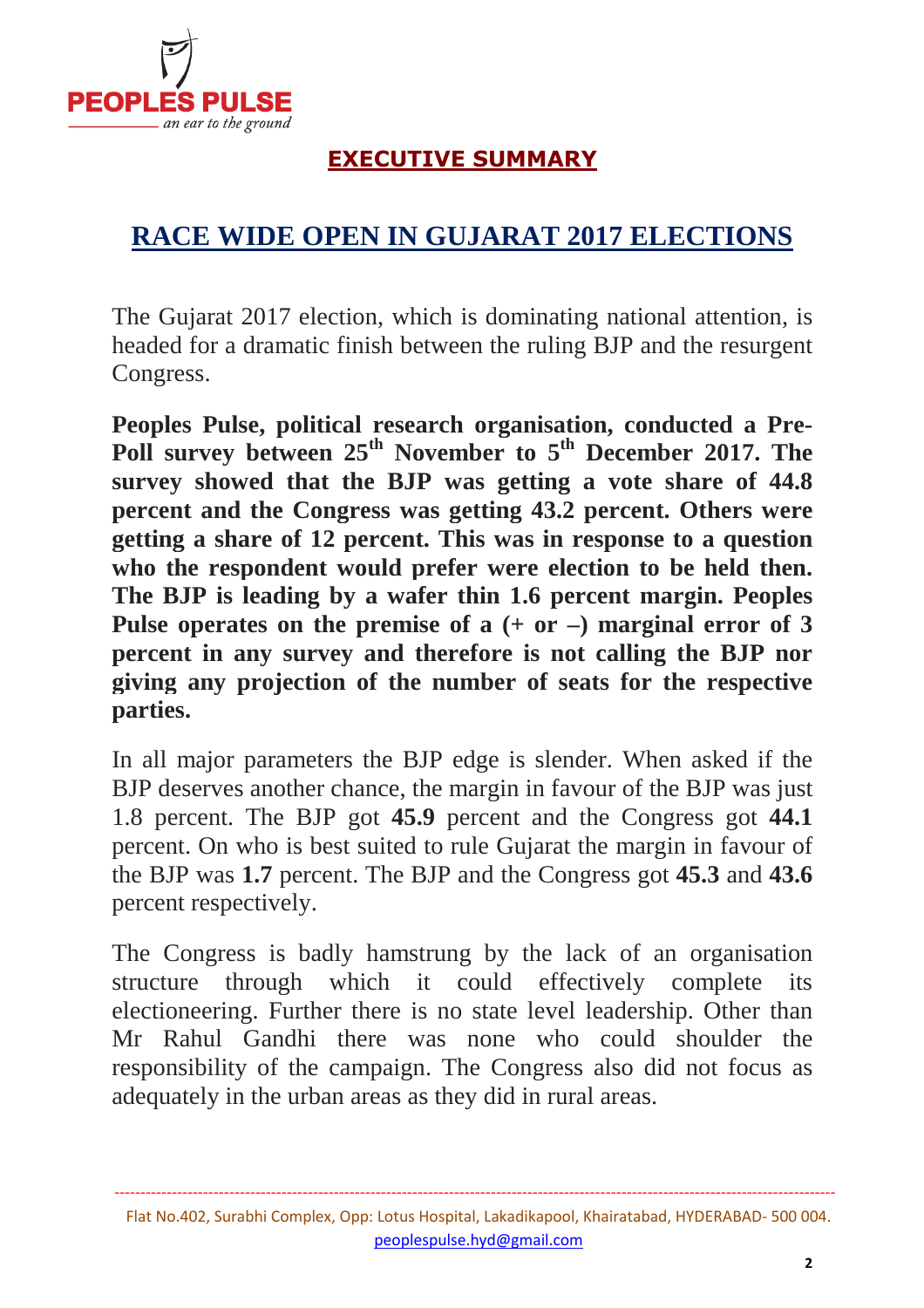## EXECUTIVE SUMMARY

# RACE WIDE OPEN IN GUJARAT 2017 ELECTIONS

The Gujarat 2017 election, which is dominating national attention, is headed for a dramatic finish between the ruling BJP and the resurgent Congress.

**Peoples Pulse, political research organisation, conducted a Pre-Poll survey between 25th November to 5th December 2017. The survey showed that the BJP was getting a vote share of 44.8 percent and the Congress was getting 43.2 percent. Others were getting a share of 12 percent. This was in response to a question who the respondent would prefer were election to be held then. The BJP is leading by a wafer thin 1.6 percent margin. Peoples Pulse operates on the premise of a (+ or –) marginal error of 3 percent in any survey and therefore is not calling the BJP nor giving any projection of the number of seats for the respective parties.**

In all major parameters the BJP edge is slender. When asked if the BJP deserves another chance, the margin in favour of the BJP was just 1.8 percent. The BJP got **45.9** percent and the Congress got **44.1** percent. On who is best suited to rule Gujarat the margin in favour of the BJP was **1.7** percent. The BJP and the Congress got **45.3** and **43.6** percent respectively.

The Congress is badly hamstrung by the lack of an organisation structure through which it could effectively complete its electioneering. Further there is no state level leadership. Other than Mr Rahul Gandhi there was none who could shoulder the responsibility of the campaign. The Congress also did not focus as adequately in the urban areas as they did in rural areas.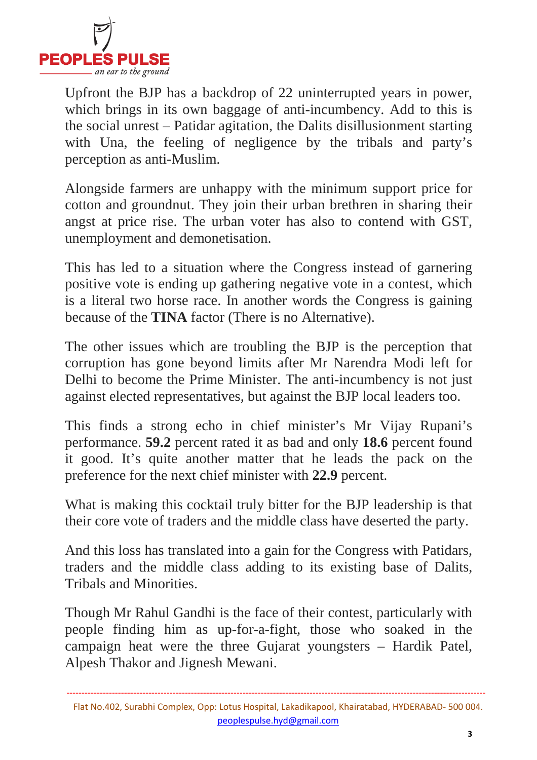Upfront the BJP has a backdrop of 22 uninterrupted years in power, which brings in its own baggage of anti-incumbency. Add to this is the social unrest – Patidar agitation, the Dalits disillusionment starting with Una, the feeling of negligence by the tribals and party's perception as anti-Muslim.

Alongside farmers are unhappy with the minimum support price for cotton and groundnut. They join their urban brethren in sharing their angst at price rise. The urban voter has also to contend with GST, unemployment and demonetisation.

This has led to a situation where the Congress instead of garnering positive vote is ending up gathering negative vote in a contest, which is a literal two horse race. In another words the Congress is gaining because of the **TINA** factor (There is no Alternative).

The other issues which are troubling the BJP is the perception that corruption has gone beyond limits after Mr Narendra Modi left for Delhi to become the Prime Minister. The anti-incumbency is not just against elected representatives, but against the BJP local leaders too.

This finds a strong echo in chief minister's Mr Vijay Rupani's performance. **59.2** percent rated it as bad and only **18.6** percent found it good. It's quite another matter that he leads the pack on the preference for the next chief minister with **22.9** percent.

What is making this cocktail truly bitter for the BJP leadership is that their core vote of traders and the middle class have deserted the party.

And this loss has translated into a gain for the Congress with Patidars, traders and the middle class adding to its existing base of Dalits, Tribals and Minorities.

Though Mr Rahul Gandhi is the face of their contest, particularly with people finding him as up-for-a-fight, those who soaked in the campaign heat were the three Gujarat youngsters – Hardik Patel, Alpesh Thakor and Jignesh Mewani.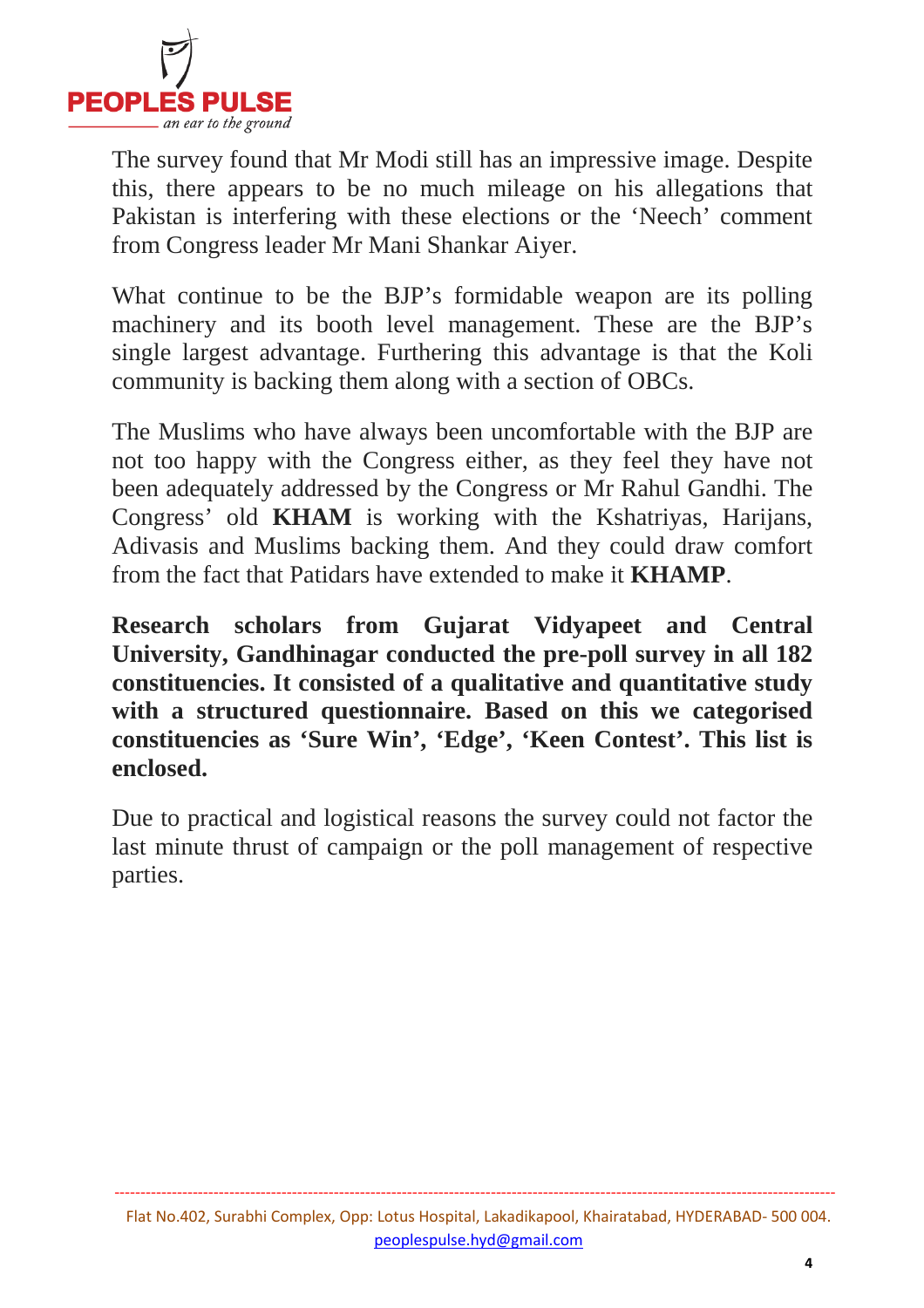The survey found that Mr Modi still has an impressive image. Despite this, there appears to be no much mileage on his allegations that Pakistan is interfering with these elections or the 'Neech' comment from Congress leader Mr Mani Shankar Aiyer.

What continue to be the BJP's formidable weapon are its polling machinery and its booth level management. These are the BJP's single largest advantage. Furthering this advantage is that the Koli community is backing them along with a section of OBCs.

The Muslims who have always been uncomfortable with the BJP are not too happy with the Congress either, as they feel they have not been adequately addressed by the Congress or Mr Rahul Gandhi. The Congress' old **KHAM** is working with the Kshatriyas, Harijans, Adivasis and Muslims backing them. And they could draw comfort from the fact that Patidars have extended to make it **KHAMP**.

**Research scholars from Gujarat Vidyapeet and Central University, Gandhinagar conducted the pre-poll survey in all 182 constituencies. It consisted of a qualitative and quantitative study with a structured questionnaire. Based on this we categorised constituencies as 'Sure Win', 'Edge', 'Keen Contest'. This list is enclosed.**

Due to practical and logistical reasons the survey could not factor the last minute thrust of campaign or the poll management of respective parties.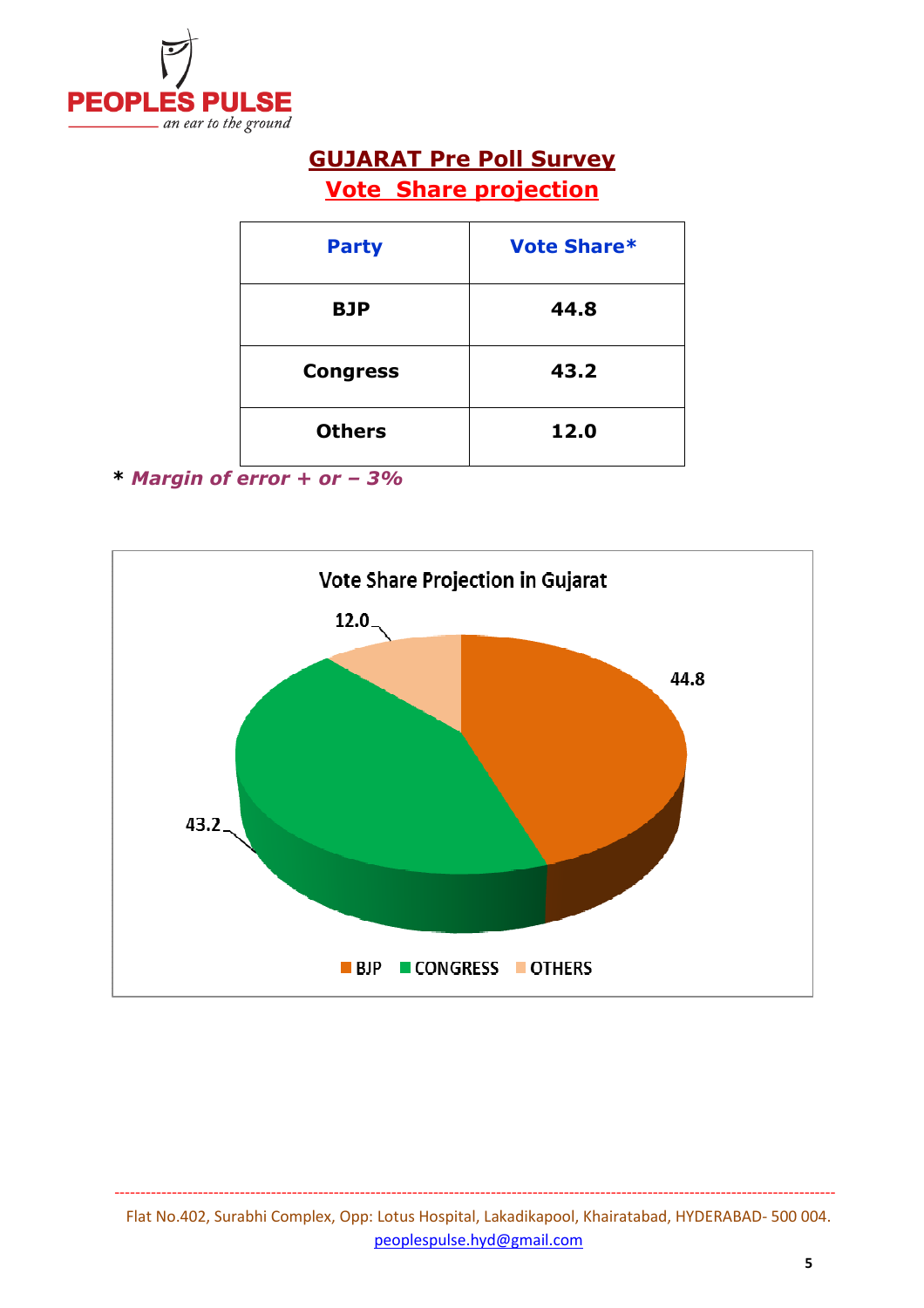## GUJARAT Pre Poll Survey

## Vote Share projection

| Party | Vote Share* |
|---|---|
| BJP | 44.8 |
| Congress | 43.2 |
| Others | 12.0 |

\* *Margin of error + or – 3%*

Vote Share Projection in Gujarat

| Party | Vote Share |
|---|---|
| BJP | 44.8 |
| CONGRESS | 43.2 |
| OTHERS | 12.0 |

Flat No.402, Surabhi Complex, Opp: Lotus Hospital, Lakadikapool, Khairatabad, HYDERABAD- 500 004.
peoplespulse.hyd@gmail.com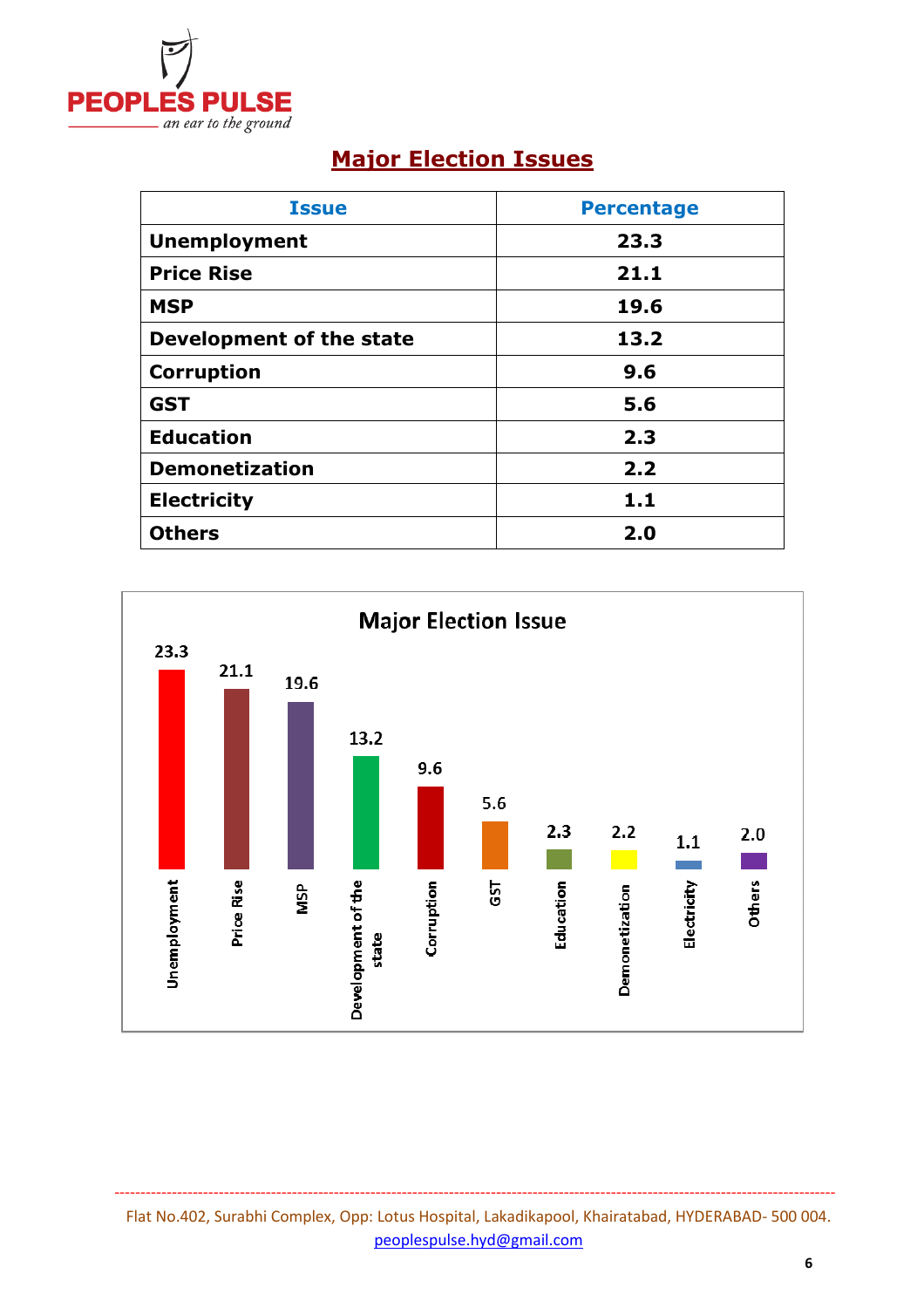## Major Election Issues

| Issue | Percentage |
|---|---|
| Unemployment | 23.3 |
| Price Rise | 21.1 |
| MSP | 19.6 |
| Development of the state | 13.2 |
| Corruption | 9.6 |
| GST | 5.6 |
| Education | 2.3 |
| Demonetization | 2.2 |
| Electricity | 1.1 |
| Others | 2.0 |

**Major Election Issue**

| Issue | Value |
|---|---|
| Unemployment | 23.3 |
| Price Rise | 21.1 |
| MSP | 19.6 |
| Development of the state | 13.2 |
| Corruption | 9.6 |
| GST | 5.6 |
| Education | 2.3 |
| Demonetization | 2.2 |
| Electricity | 1.1 |
| Others | 2.0 |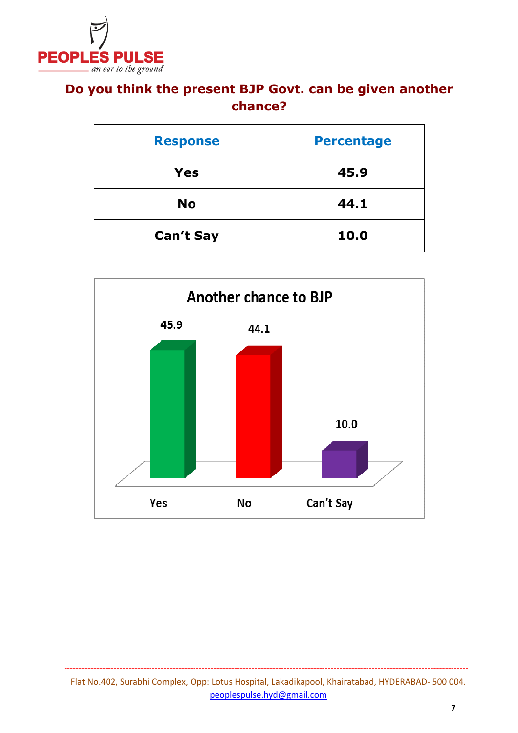## Do you think the present BJP Govt. can be given another chance?

| Response | Percentage |
|---|---|
| Yes | 45.9 |
| No | 44.1 |
| Can't Say | 10.0 |

**Another chance to BJP**

| Yes | No | Can't Say |
|---|---|---|
| 45.9 | 44.1 | 10.0 |

Flat No.402, Surabhi Complex, Opp: Lotus Hospital, Lakadikapool, Khairatabad, HYDERABAD- 500 004.
peoplespulse.hyd@gmail.com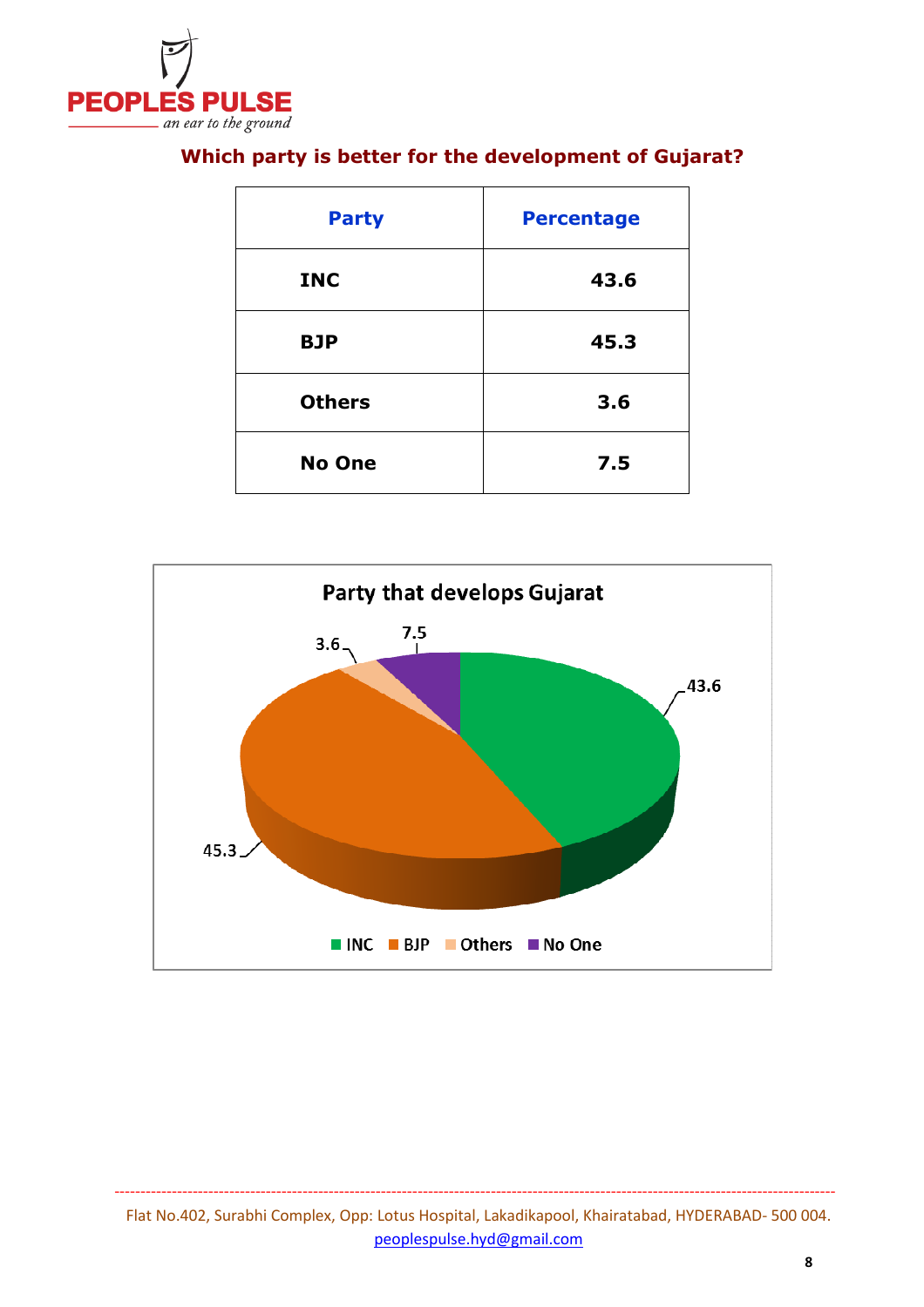### Which party is better for the development of Gujarat?

| Party | Percentage |
|---|---|
| INC | 43.6 |
| BJP | 45.3 |
| Others | 3.6 |
| No One | 7.5 |

**Party that develops Gujarat**

| Party | Percentage |
|---|---|
| INC | 43.6 |
| BJP | 45.3 |
| Others | 3.6 |
| No One | 7.5 |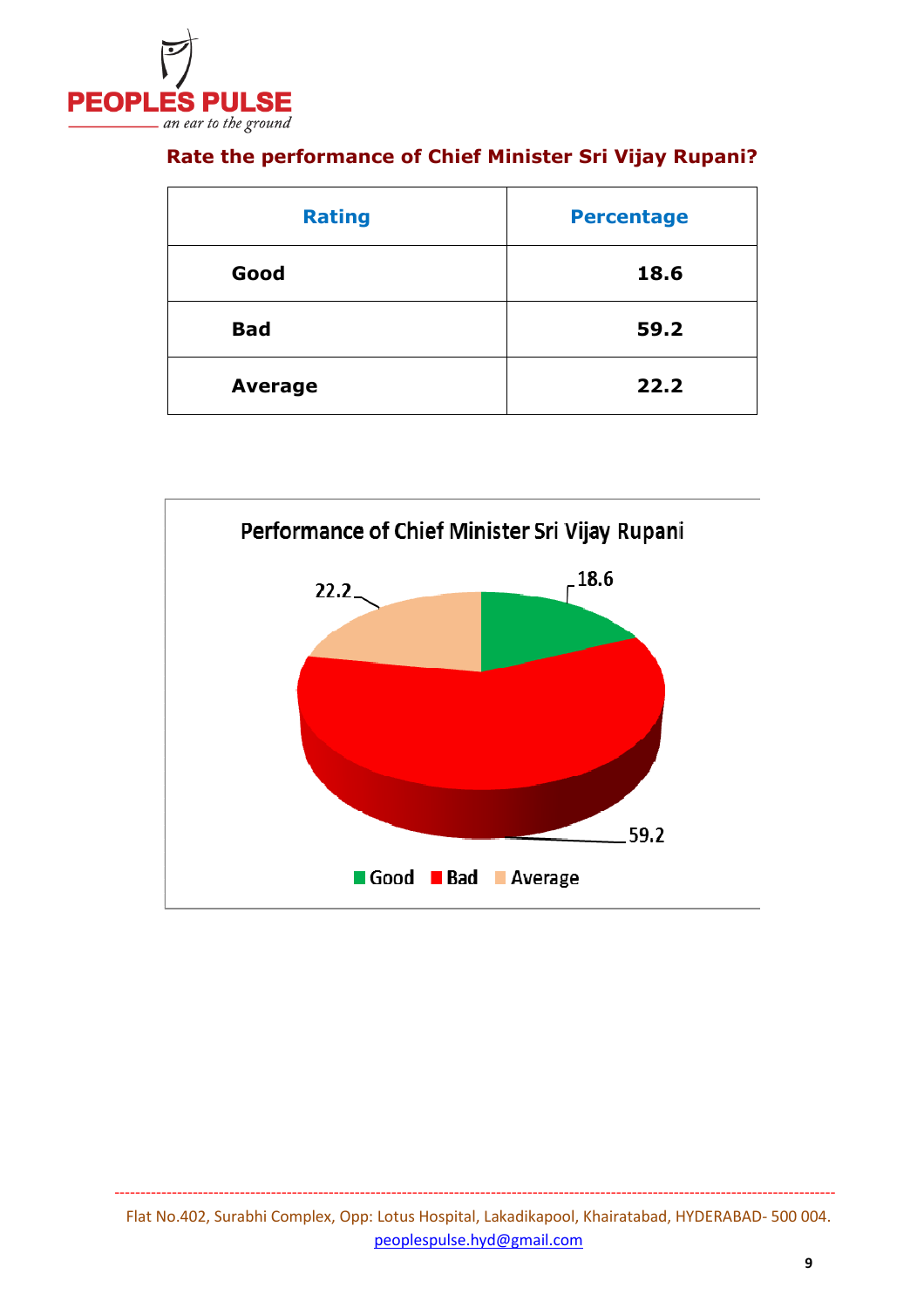## Rate the performance of Chief Minister Sri Vijay Rupani?

| Rating | Percentage |
| --- | --- |
| Good | 18.6 |
| Bad | 59.2 |
| Average | 22.2 |

Performance of Chief Minister Sri Vijay Rupani

Good: 18.6, Bad: 59.2, Average: 22.2

Flat No.402, Surabhi Complex, Opp: Lotus Hospital, Lakadikapool, Khairatabad, HYDERABAD- 500 004.
peoplespulse.hyd@gmail.com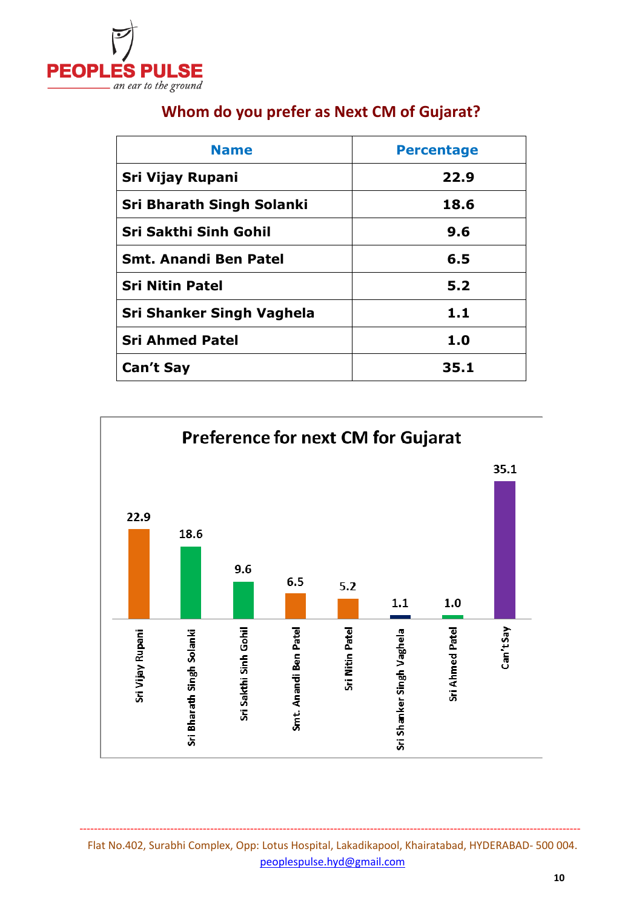## Whom do you prefer as Next CM of Gujarat?

| Name | Percentage |
|---|---|
| Sri Vijay Rupani | 22.9 |
| Sri Bharath Singh Solanki | 18.6 |
| Sri Sakthi Sinh Gohil | 9.6 |
| Smt. Anandi Ben Patel | 6.5 |
| Sri Nitin Patel | 5.2 |
| Sri Shanker Singh Vaghela | 1.1 |
| Sri Ahmed Patel | 1.0 |
| Can't Say | 35.1 |

### Preference for next CM for Gujarat

| Name | Percentage |
|---|---|
| Sri Vijay Rupani | 22.9 |
| Sri Bharath Singh Solanki | 18.6 |
| Sri Sakthi Sinh Gohil | 9.6 |
| Smt. Anandi Ben Patel | 6.5 |
| Sri Nitin Patel | 5.2 |
| Sri Shanker Singh Vaghela | 1.1 |
| Sri Ahmed Patel | 1.0 |
| Can't Say | 35.1 |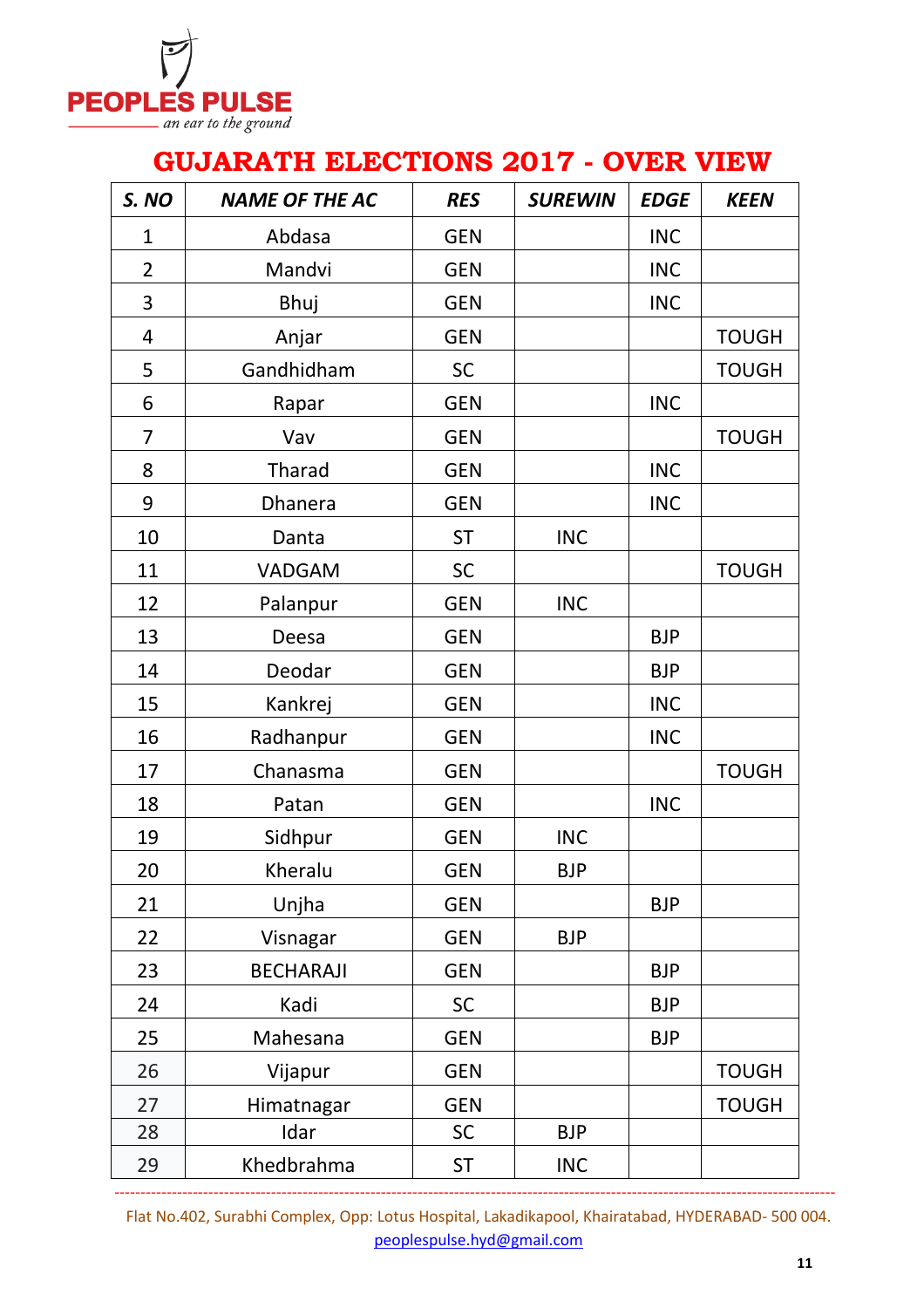# GUJARATH ELECTIONS 2017 - OVER VIEW

| S. NO | NAME OF THE AC | RES | SUREWIN | EDGE | KEEN |
|---|---|---|---|---|---|
| 1 | Abdasa | GEN | | INC | |
| 2 | Mandvi | GEN | | INC | |
| 3 | Bhuj | GEN | | INC | |
| 4 | Anjar | GEN | | | TOUGH |
| 5 | Gandhidham | SC | | | TOUGH |
| 6 | Rapar | GEN | | INC | |
| 7 | Vav | GEN | | | TOUGH |
| 8 | Tharad | GEN | | INC | |
| 9 | Dhanera | GEN | | INC | |
| 10 | Danta | ST | INC | | |
| 11 | VADGAM | SC | | | TOUGH |
| 12 | Palanpur | GEN | INC | | |
| 13 | Deesa | GEN | | BJP | |
| 14 | Deodar | GEN | | BJP | |
| 15 | Kankrej | GEN | | INC | |
| 16 | Radhanpur | GEN | | INC | |
| 17 | Chanasma | GEN | | | TOUGH |
| 18 | Patan | GEN | | INC | |
| 19 | Sidhpur | GEN | INC | | |
| 20 | Kheralu | GEN | BJP | | |
| 21 | Unjha | GEN | | BJP | |
| 22 | Visnagar | GEN | BJP | | |
| 23 | BECHARAJI | GEN | | BJP | |
| 24 | Kadi | SC | | BJP | |
| 25 | Mahesana | GEN | | BJP | |
| 26 | Vijapur | GEN | | | TOUGH |
| 27 | Himatnagar | GEN | | | TOUGH |
| 28 | Idar | SC | BJP | | |
| 29 | Khedbrahma | ST | INC | | |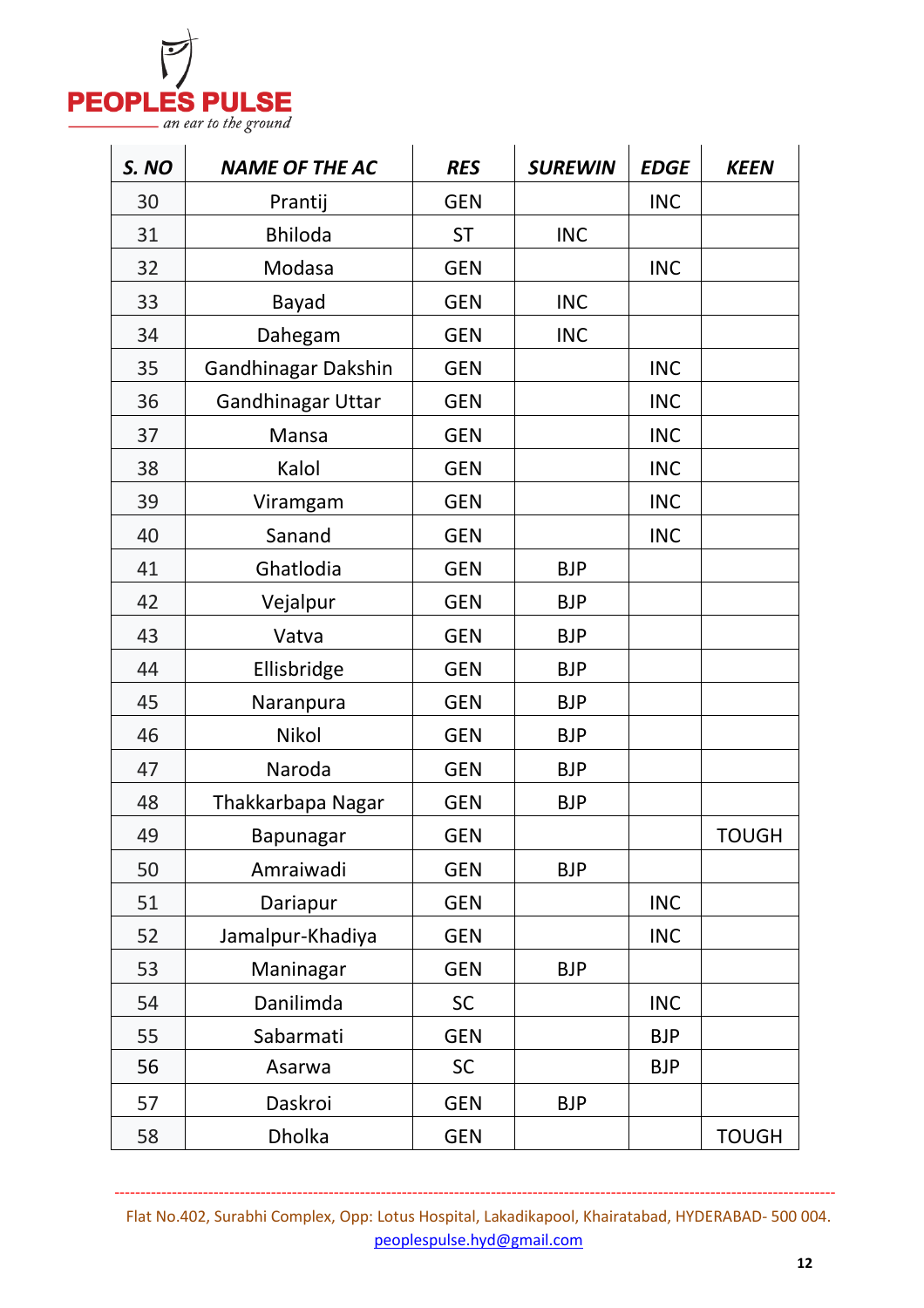| S. NO | NAME OF THE AC | RES | SUREWIN | EDGE | KEEN |
|---|---|---|---|---|---|
| 30 | Prantij | GEN | | INC | |
| 31 | Bhiloda | ST | INC | | |
| 32 | Modasa | GEN | | INC | |
| 33 | Bayad | GEN | INC | | |
| 34 | Dahegam | GEN | INC | | |
| 35 | Gandhinagar Dakshin | GEN | | INC | |
| 36 | Gandhinagar Uttar | GEN | | INC | |
| 37 | Mansa | GEN | | INC | |
| 38 | Kalol | GEN | | INC | |
| 39 | Viramgam | GEN | | INC | |
| 40 | Sanand | GEN | | INC | |
| 41 | Ghatlodia | GEN | BJP | | |
| 42 | Vejalpur | GEN | BJP | | |
| 43 | Vatva | GEN | BJP | | |
| 44 | Ellisbridge | GEN | BJP | | |
| 45 | Naranpura | GEN | BJP | | |
| 46 | Nikol | GEN | BJP | | |
| 47 | Naroda | GEN | BJP | | |
| 48 | Thakkarbapa Nagar | GEN | BJP | | |
| 49 | Bapunagar | GEN | | | TOUGH |
| 50 | Amraiwadi | GEN | BJP | | |
| 51 | Dariapur | GEN | | INC | |
| 52 | Jamalpur-Khadiya | GEN | | INC | |
| 53 | Maninagar | GEN | BJP | | |
| 54 | Danilimda | SC | | INC | |
| 55 | Sabarmati | GEN | | BJP | |
| 56 | Asarwa | SC | | BJP | |
| 57 | Daskroi | GEN | BJP | | |
| 58 | Dholka | GEN | | | TOUGH |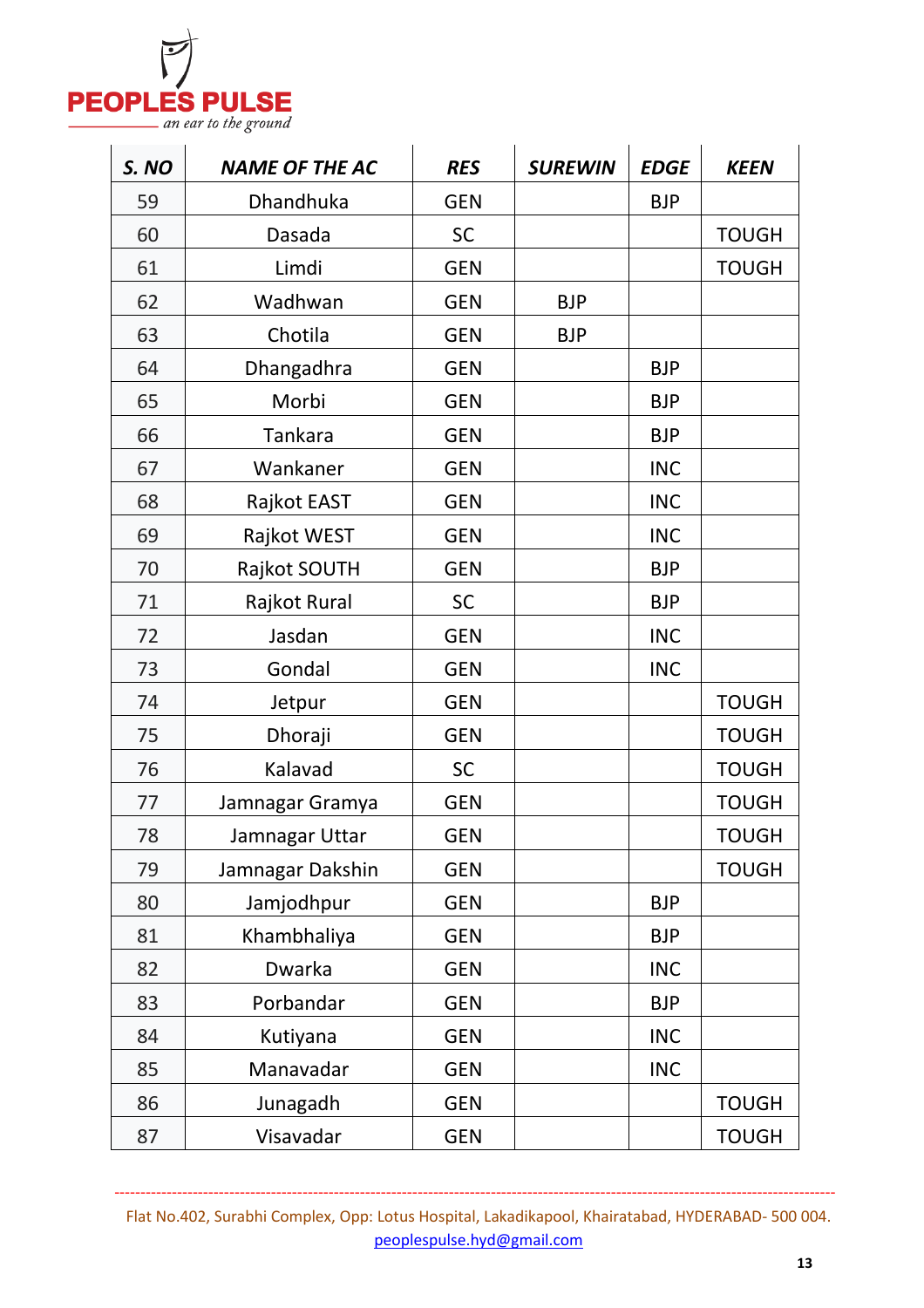| S. NO | NAME OF THE AC | RES | SUREWIN | EDGE | KEEN |
|---|---|---|---|---|---|
| 59 | Dhandhuka | GEN | | BJP | |
| 60 | Dasada | SC | | | TOUGH |
| 61 | Limdi | GEN | | | TOUGH |
| 62 | Wadhwan | GEN | BJP | | |
| 63 | Chotila | GEN | BJP | | |
| 64 | Dhangadhra | GEN | | BJP | |
| 65 | Morbi | GEN | | BJP | |
| 66 | Tankara | GEN | | BJP | |
| 67 | Wankaner | GEN | | INC | |
| 68 | Rajkot EAST | GEN | | INC | |
| 69 | Rajkot WEST | GEN | | INC | |
| 70 | Rajkot SOUTH | GEN | | BJP | |
| 71 | Rajkot Rural | SC | | BJP | |
| 72 | Jasdan | GEN | | INC | |
| 73 | Gondal | GEN | | INC | |
| 74 | Jetpur | GEN | | | TOUGH |
| 75 | Dhoraji | GEN | | | TOUGH |
| 76 | Kalavad | SC | | | TOUGH |
| 77 | Jamnagar Gramya | GEN | | | TOUGH |
| 78 | Jamnagar Uttar | GEN | | | TOUGH |
| 79 | Jamnagar Dakshin | GEN | | | TOUGH |
| 80 | Jamjodhpur | GEN | | BJP | |
| 81 | Khambhaliya | GEN | | BJP | |
| 82 | Dwarka | GEN | | INC | |
| 83 | Porbandar | GEN | | BJP | |
| 84 | Kutiyana | GEN | | INC | |
| 85 | Manavadar | GEN | | INC | |
| 86 | Junagadh | GEN | | | TOUGH |
| 87 | Visavadar | GEN | | | TOUGH |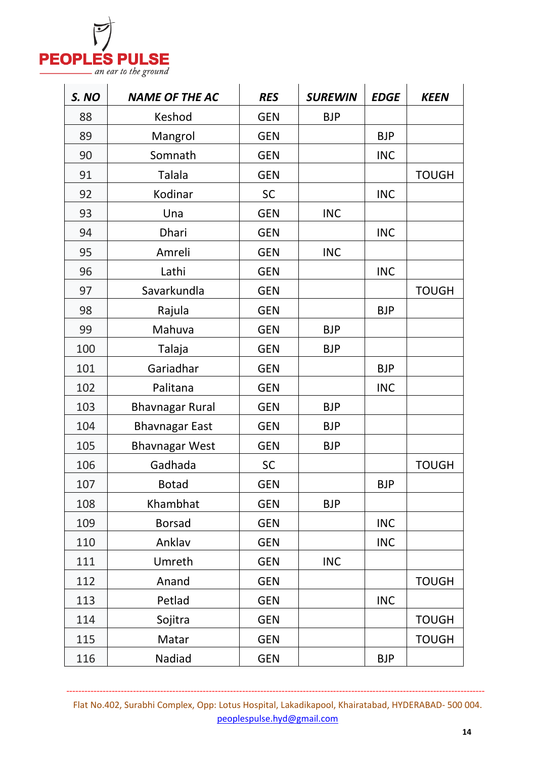| S. NO | NAME OF THE AC | RES | SUREWIN | EDGE | KEEN |
|---|---|---|---|---|---|
| 88 | Keshod | GEN | BJP | | |
| 89 | Mangrol | GEN | | BJP | |
| 90 | Somnath | GEN | | INC | |
| 91 | Talala | GEN | | | TOUGH |
| 92 | Kodinar | SC | | INC | |
| 93 | Una | GEN | INC | | |
| 94 | Dhari | GEN | | INC | |
| 95 | Amreli | GEN | INC | | |
| 96 | Lathi | GEN | | INC | |
| 97 | Savarkundla | GEN | | | TOUGH |
| 98 | Rajula | GEN | | BJP | |
| 99 | Mahuva | GEN | BJP | | |
| 100 | Talaja | GEN | BJP | | |
| 101 | Gariadhar | GEN | | BJP | |
| 102 | Palitana | GEN | | INC | |
| 103 | Bhavnagar Rural | GEN | BJP | | |
| 104 | Bhavnagar East | GEN | BJP | | |
| 105 | Bhavnagar West | GEN | BJP | | |
| 106 | Gadhada | SC | | | TOUGH |
| 107 | Botad | GEN | | BJP | |
| 108 | Khambhat | GEN | BJP | | |
| 109 | Borsad | GEN | | INC | |
| 110 | Anklav | GEN | | INC | |
| 111 | Umreth | GEN | INC | | |
| 112 | Anand | GEN | | | TOUGH |
| 113 | Petlad | GEN | | INC | |
| 114 | Sojitra | GEN | | | TOUGH |
| 115 | Matar | GEN | | | TOUGH |
| 116 | Nadiad | GEN | | BJP | |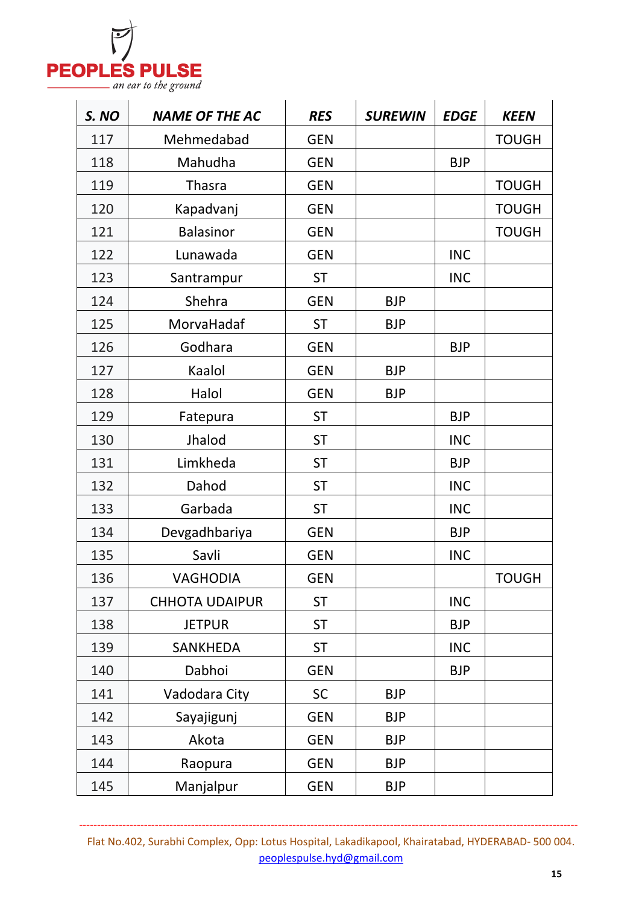| S. NO | NAME OF THE AC | RES | SUREWIN | EDGE | KEEN |
|---|---|---|---|---|---|
| 117 | Mehmedabad | GEN | | | TOUGH |
| 118 | Mahudha | GEN | | BJP | |
| 119 | Thasra | GEN | | | TOUGH |
| 120 | Kapadvanj | GEN | | | TOUGH |
| 121 | Balasinor | GEN | | | TOUGH |
| 122 | Lunawada | GEN | | INC | |
| 123 | Santrampur | ST | | INC | |
| 124 | Shehra | GEN | BJP | | |
| 125 | MorvaHadaf | ST | BJP | | |
| 126 | Godhara | GEN | | BJP | |
| 127 | Kaalol | GEN | BJP | | |
| 128 | Halol | GEN | BJP | | |
| 129 | Fatepura | ST | | BJP | |
| 130 | Jhalod | ST | | INC | |
| 131 | Limkheda | ST | | BJP | |
| 132 | Dahod | ST | | INC | |
| 133 | Garbada | ST | | INC | |
| 134 | Devgadhbariya | GEN | | BJP | |
| 135 | Savli | GEN | | INC | |
| 136 | VAGHODIA | GEN | | | TOUGH |
| 137 | CHHOTA UDAIPUR | ST | | INC | |
| 138 | JETPUR | ST | | BJP | |
| 139 | SANKHEDA | ST | | INC | |
| 140 | Dabhoi | GEN | | BJP | |
| 141 | Vadodara City | SC | BJP | | |
| 142 | Sayajigunj | GEN | BJP | | |
| 143 | Akota | GEN | BJP | | |
| 144 | Raopura | GEN | BJP | | |
| 145 | Manjalpur | GEN | BJP | | |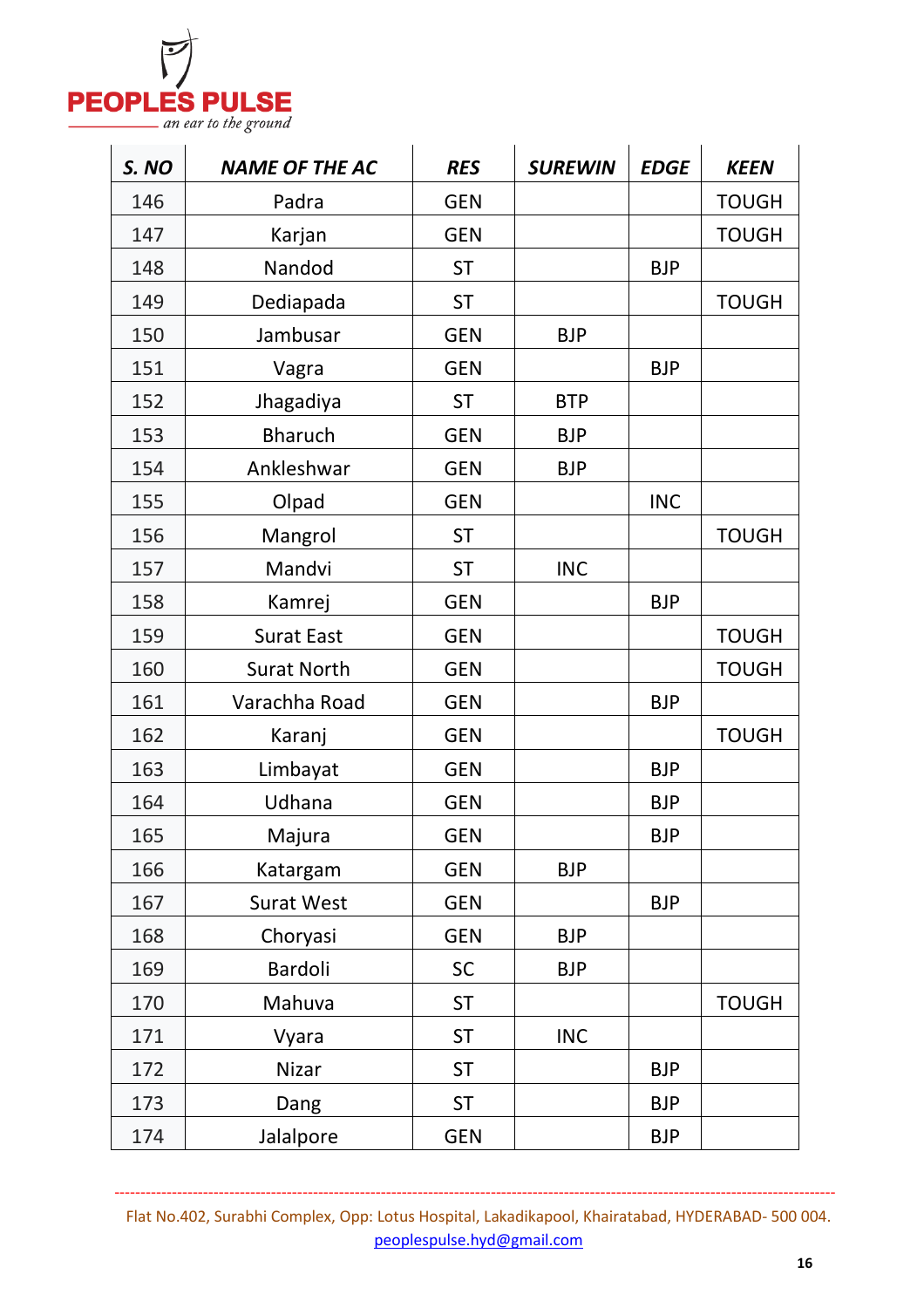| S. NO | NAME OF THE AC | RES | SUREWIN | EDGE | KEEN |
|---|---|---|---|---|---|
| 146 | Padra | GEN | | | TOUGH |
| 147 | Karjan | GEN | | | TOUGH |
| 148 | Nandod | ST | | BJP | |
| 149 | Dediapada | ST | | | TOUGH |
| 150 | Jambusar | GEN | BJP | | |
| 151 | Vagra | GEN | | BJP | |
| 152 | Jhagadiya | ST | BTP | | |
| 153 | Bharuch | GEN | BJP | | |
| 154 | Ankleshwar | GEN | BJP | | |
| 155 | Olpad | GEN | | INC | |
| 156 | Mangrol | ST | | | TOUGH |
| 157 | Mandvi | ST | INC | | |
| 158 | Kamrej | GEN | | BJP | |
| 159 | Surat East | GEN | | | TOUGH |
| 160 | Surat North | GEN | | | TOUGH |
| 161 | Varachha Road | GEN | | BJP | |
| 162 | Karanj | GEN | | | TOUGH |
| 163 | Limbayat | GEN | | BJP | |
| 164 | Udhana | GEN | | BJP | |
| 165 | Majura | GEN | | BJP | |
| 166 | Katargam | GEN | BJP | | |
| 167 | Surat West | GEN | | BJP | |
| 168 | Choryasi | GEN | BJP | | |
| 169 | Bardoli | SC | BJP | | |
| 170 | Mahuva | ST | | | TOUGH |
| 171 | Vyara | ST | INC | | |
| 172 | Nizar | ST | | BJP | |
| 173 | Dang | ST | | BJP | |
| 174 | Jalalpore | GEN | | BJP | |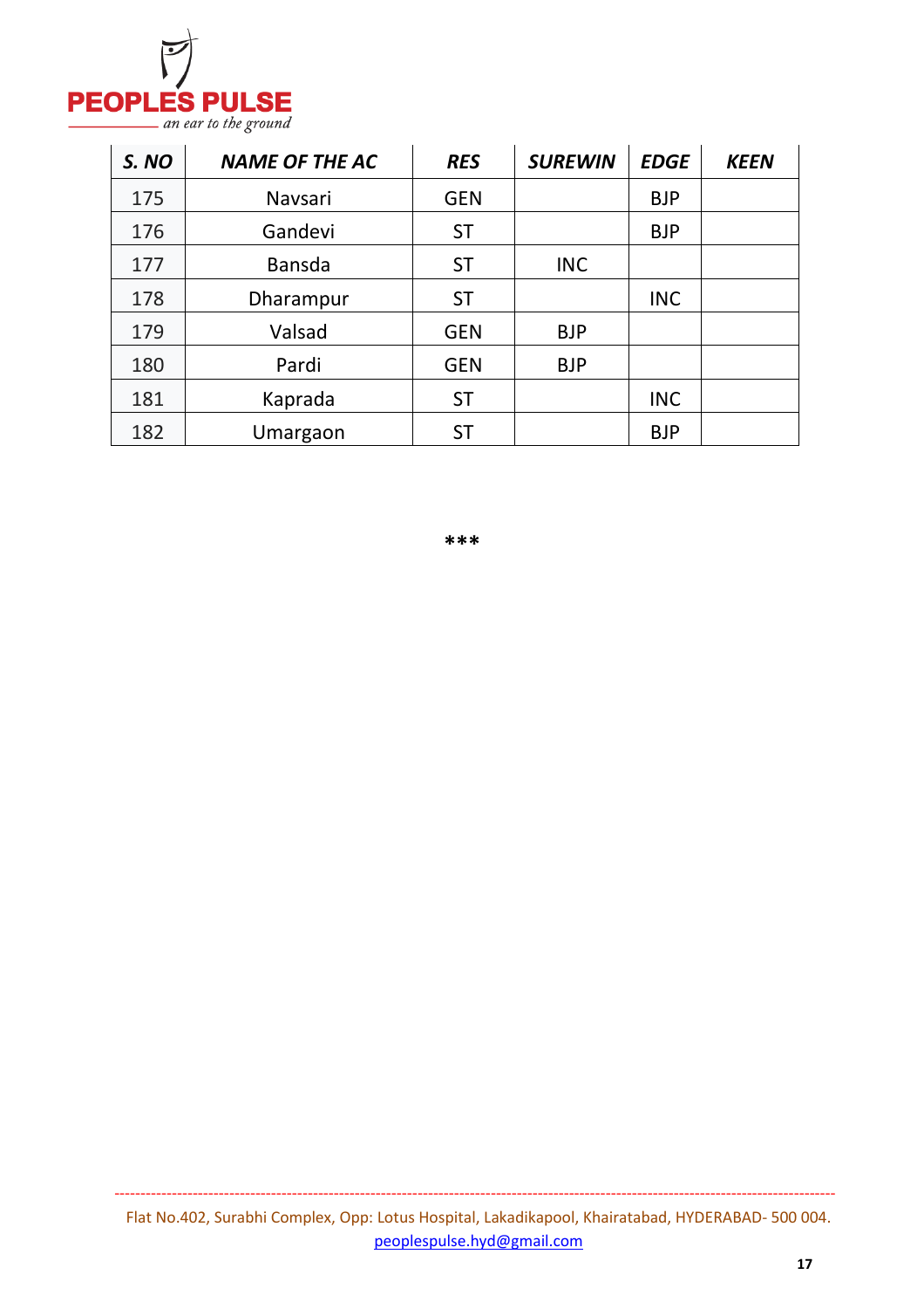| S. NO | NAME OF THE AC | RES | SUREWIN | EDGE | KEEN |
|---|---|---|---|---|---|
| 175 | Navsari | GEN | | BJP | |
| 176 | Gandevi | ST | | BJP | |
| 177 | Bansda | ST | INC | | |
| 178 | Dharampur | ST | | INC | |
| 179 | Valsad | GEN | BJP | | |
| 180 | Pardi | GEN | BJP | | |
| 181 | Kaprada | ST | | INC | |
| 182 | Umargaon | ST | | BJP | |

***